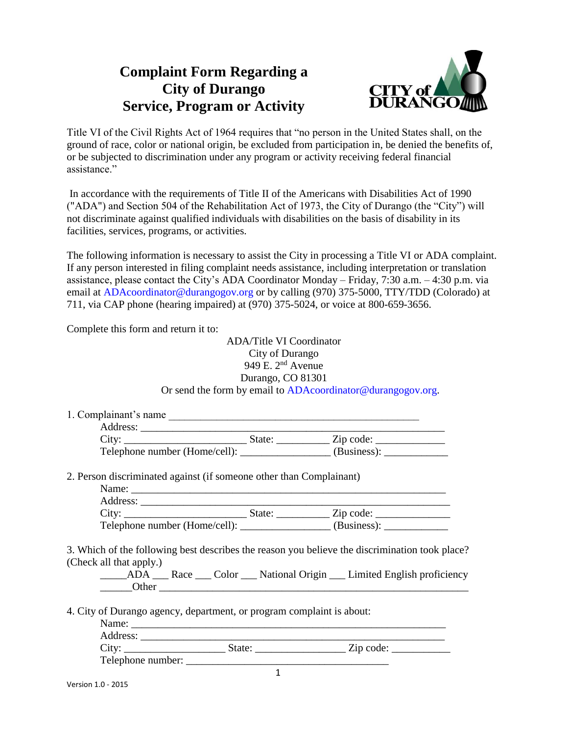# Complaint Form Regarding a City of Durango Service, Program or Activity

Title VI of the Civil Rights Act of 1964 requires that "no person in the United States shall, on the ground of race, color or national origin, be excluded from participation in, be denied the benefits of, or be subjected to discrimination under any program or activity receiving federal financial assistance."

In accordance with the requirements of Title II of the Americans with Disabilities Act of 1990 ("ADA") and Section 504 of the Rehabilitation Act of 1973, the City of Durango (the "City") will not discriminate against qualified individuals with disabilities on the basis of disability in its facilities, services, programs, or activities.

The following information is necessary to assist the City in processing a Title VI or ADA complaint. If any person interested in filing complaint needs assistance, including interpretation or translation assistance, please contact the City's ADA Coordinator Monday – Friday, 7:30 a.m. – 4:30 p.m. via email at ADAcoordinator@durangogov.org or by calling (970) 375-5000, TTY/TDD (Colorado) at 711, via CAP phone (hearing impaired) at (970) 375-5024, or voice at 800-659-3656.

Complete this form and return it to:

ADA/Title VI Coordinator
City of Durango
949 E. 2nd Avenue
Durango, CO 81301
Or send the form by email to ADAcoordinator@durangogov.org.

1. Complaint's name ______________________________________________
   Address: ________________________________________________________
   City: ______________________ State: _________ Zip code: ____________
   Telephone number (Home/cell): ________________ (Business): ___________

2. Person discriminated against (if someone other than Complainant)
   Name: __________________________________________________________
   Address: ________________________________________________________
   City: ______________________ State: _________ Zip code: _____________
   Telephone number (Home/cell): ________________ (Business): ___________

3. Which of the following best describes the reason you believe the discrimination took place? (Check all that apply.)
   _____ADA ___ Race ___ Color ___ National Origin ___ Limited English proficiency
   ______Other _____________________________________________________________

4. City of Durango agency, department, or program complaint is about:
   Name: __________________________________________________________
   Address: ________________________________________________________
   City: __________________ State: ________________ Zip code: ___________
   Telephone number: _____________________________________

Version 1.0 - 2015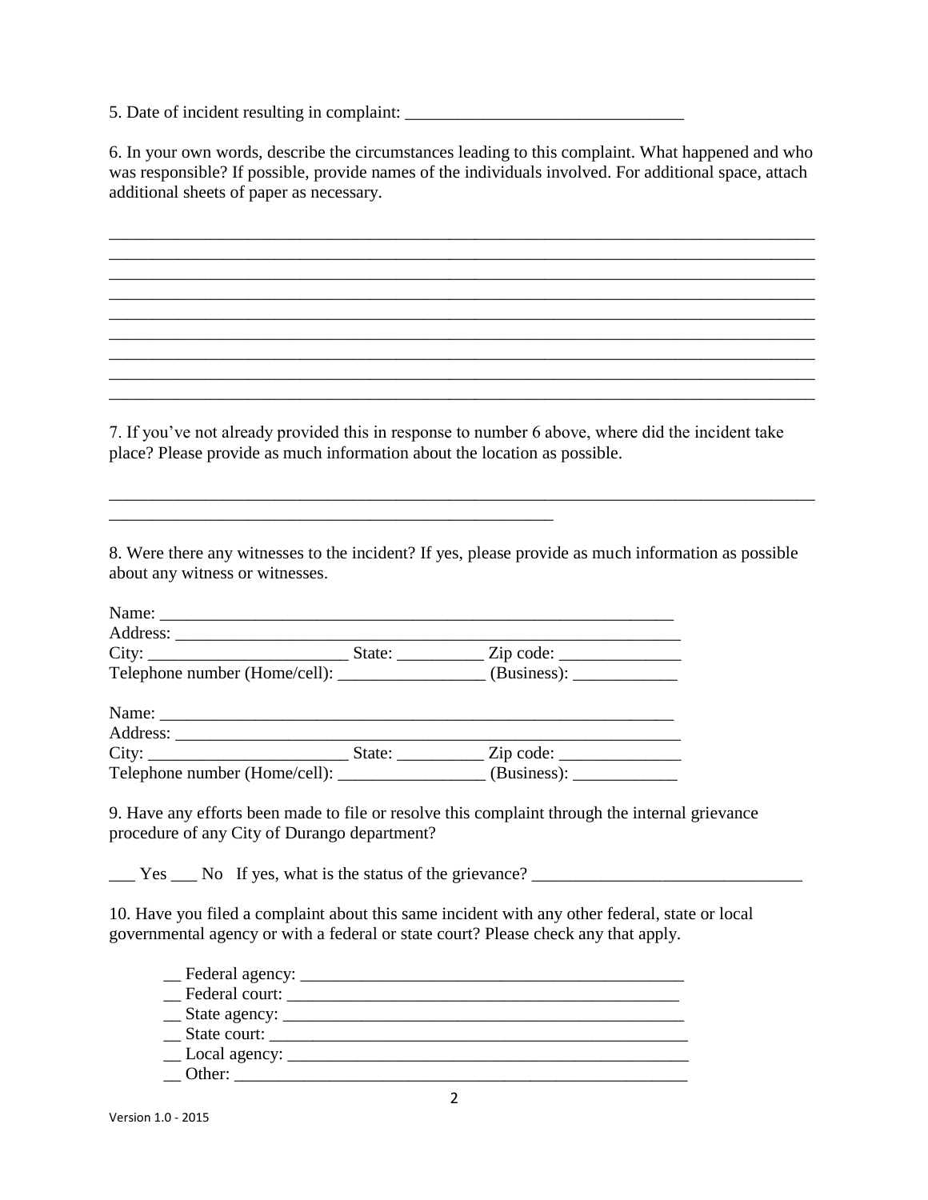5. Date of incident resulting in complaint: ________________________________

6. In your own words, describe the circumstances leading to this complaint. What happened and who was responsible? If possible, provide names of the individuals involved. For additional space, attach additional sheets of paper as necessary.

_____________________________________________________________________________
_____________________________________________________________________________
_____________________________________________________________________________
_____________________________________________________________________________
_____________________________________________________________________________
_____________________________________________________________________________
_____________________________________________________________________________
_____________________________________________________________________________
_____________________________________________________________________________

7. If you've not already provided this in response to number 6 above, where did the incident take place? Please provide as much information about the location as possible.

_____________________________________________________________________________
_______________________________________________

8. Were there any witnesses to the incident? If yes, please provide as much information as possible about any witness or witnesses.

Name: ____________________________________________________________
Address: __________________________________________________________
City: ______________________ State: _________ Zip code: _____________
Telephone number (Home/cell): ________________ (Business): ___________

Name: ____________________________________________________________
Address: __________________________________________________________
City: ______________________ State: _________ Zip code: _____________
Telephone number (Home/cell): ________________ (Business): ___________

9. Have any efforts been made to file or resolve this complaint through the internal grievance procedure of any City of Durango department?

___ Yes ___ No If yes, what is the status of the grievance? ______________________________

10. Have you filed a complaint about this same incident with any other federal, state or local governmental agency or with a federal or state court? Please check any that apply.

__ Federal agency: ____________________________________________
__ Federal court: _____________________________________________
__ State agency: ______________________________________________
__ State court: _______________________________________________
__ Local agency: ______________________________________________
__ Other: ____________________________________________________

Version 1.0 - 2015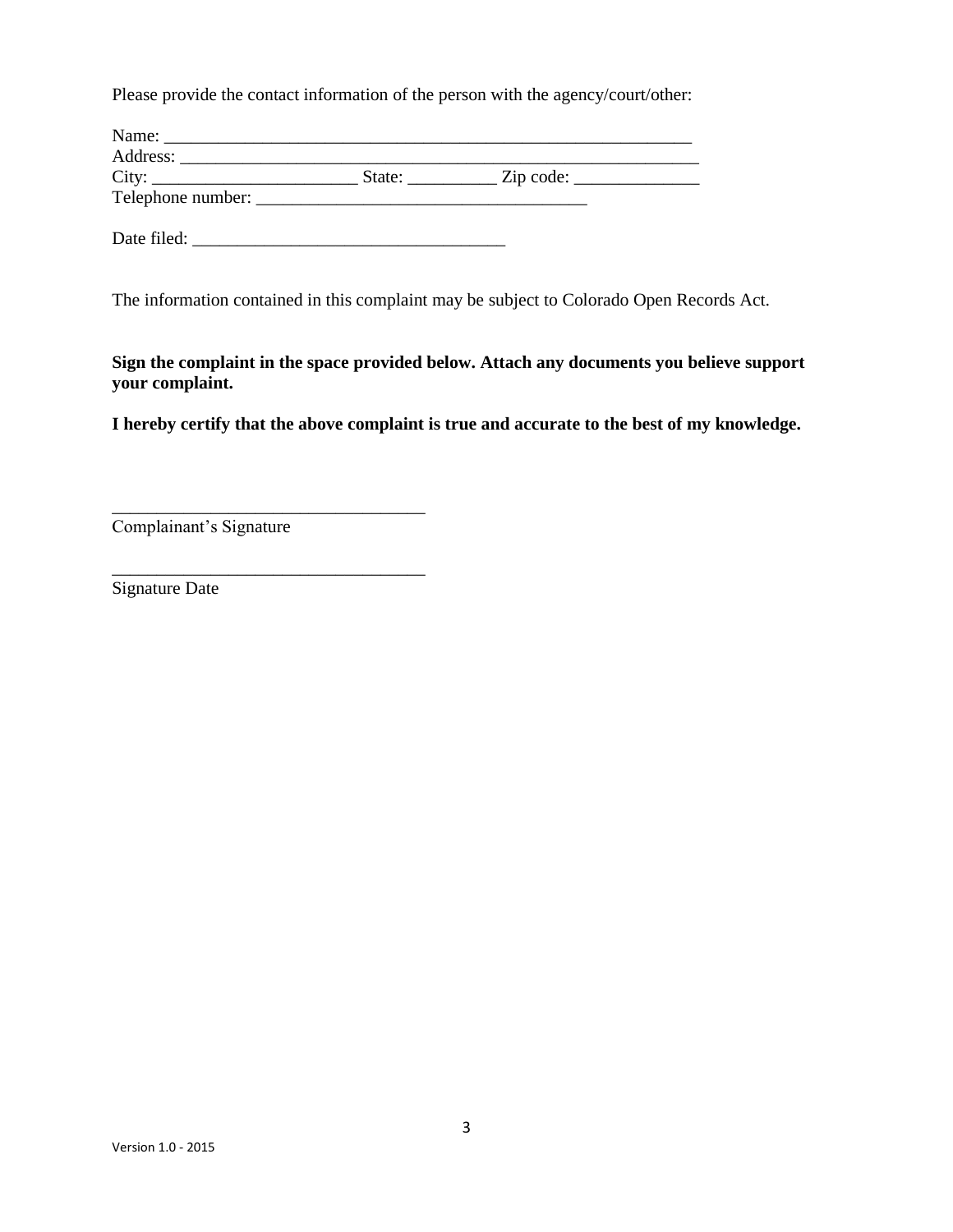Please provide the contact information of the person with the agency/court/other:

Name: ____________________________________________________________
Address: __________________________________________________________
City: _______________________ State: __________ Zip code: ______________
Telephone number: ______________________________________

Date filed: ____________________________________

The information contained in this complaint may be subject to Colorado Open Records Act.

**Sign the complaint in the space provided below. Attach any documents you believe support your complaint.**

**I hereby certify that the above complaint is true and accurate to the best of my knowledge.**

____________________________________
Complainant's Signature

____________________________________
Signature Date

Version 1.0 - 2015